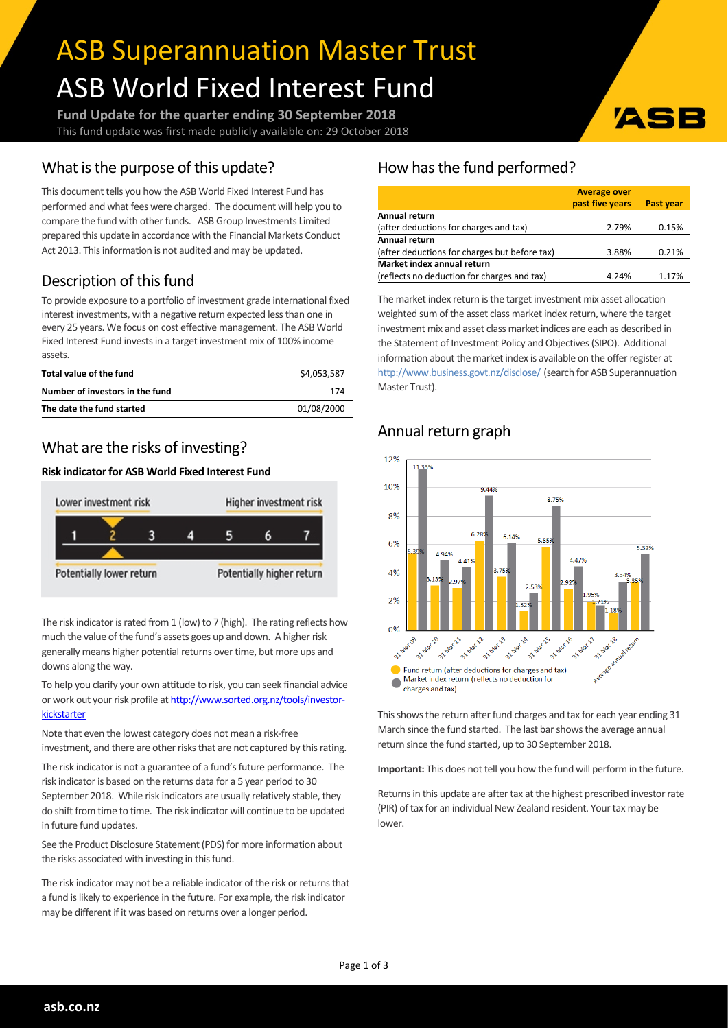# ASB Superannuation Master Trust

# ASB World Fixed Interest Fund

**Fund Update for the quarter ending 30 September 2018**

This fund update was first made publicly available on: 29 October 2018

## What is the purpose of this update?

This document tells you how the ASB World Fixed Interest Fund has performed and what fees were charged. The document will help you to compare the fund with other funds. ASB Group Investments Limited prepared this update in accordance with the Financial Markets Conduct Act 2013. This information is not audited and may be updated.

## Description of this fund

To provide exposure to a portfolio of investment grade international fixed interest investments, with a negative return expected less than one in every 25 years. We focus on cost effective management. The ASB World Fixed Interest Fund invests in a target investment mix of 100% income assets.

| | |
|---|---|
| **Total value of the fund** | $4,053,587 |
| **Number of investors in the fund** | 174 |
| **The date the fund started** | 01/08/2000 |

## What are the risks of investing?

**Risk indicator for ASB World Fixed Interest Fund**

Lower investment risk — Higher investment risk

1 | **2** | 3 | 4 | 5 | 6 | 7

Potentially lower return — Potentially higher return

The risk indicator is rated from 1 (low) to 7 (high). The rating reflects how much the value of the fund's assets goes up and down. A higher risk generally means higher potential returns over time, but more ups and downs along the way.

To help you clarify your own attitude to risk, you can seek financial advice or work out your risk profile at http://www.sorted.org.nz/tools/investor-kickstarter

Note that even the lowest category does not mean a risk-free investment, and there are other risks that are not captured by this rating.

The risk indicator is not a guarantee of a fund's future performance. The risk indicator is based on the returns data for a 5 year period to 30 September 2018. While risk indicators are usually relatively stable, they do shift from time to time. The risk indicator will continue to be updated in future fund updates.

See the Product Disclosure Statement (PDS) for more information about the risks associated with investing in this fund.

The risk indicator may not be a reliable indicator of the risk or returns that a fund is likely to experience in the future. For example, the risk indicator may be different if it was based on returns over a longer period.

## How has the fund performed?

| | Average over past five years | Past year |
|---|---|---|
| **Annual return** (after deductions for charges and tax) | 2.79% | 0.15% |
| **Annual return** (after deductions for charges but before tax) | 3.88% | 0.21% |
| **Market index annual return** (reflects no deduction for charges and tax) | 4.24% | 1.17% |

The market index return is the target investment mix asset allocation weighted sum of the asset class market index return, where the target investment mix and asset class market indices are each as described in the Statement of Investment Policy and Objectives (SIPO). Additional information about the market index is available on the offer register at http://www.business.govt.nz/disclose/ (search for ASB Superannuation Master Trust).

## Annual return graph

| | Fund return (after deductions for charges and tax) | Market index return (reflects no deduction for charges and tax) |
|---|---|---|
| 31 Mar 09 | 5.39% | 11.33% |
| 31 Mar 10 | 3.13% | 4.94% |
| 31 Mar 11 | 2.97% | 4.41% |
| 31 Mar 12 | 6.28% | 9.44% |
| 31 Mar 13 | 3.75% | 6.14% |
| 31 Mar 14 | 1.32% | 2.58% |
| 31 Mar 15 | 5.85% | 8.75% |
| 31 Mar 16 | 2.92% | 4.47% |
| 31 Mar 17 | 1.95% | 1.71% |
| 31 Mar 18 | 1.18% | 3.34% |
| Average annual return | 3.35% | 5.32% |

This shows the return after fund charges and tax for each year ending 31 March since the fund started. The last bar shows the average annual return since the fund started, up to 30 September 2018.

**Important:** This does not tell you how the fund will perform in the future.

Returns in this update are after tax at the highest prescribed investor rate (PIR) of tax for an individual New Zealand resident. Your tax may be lower.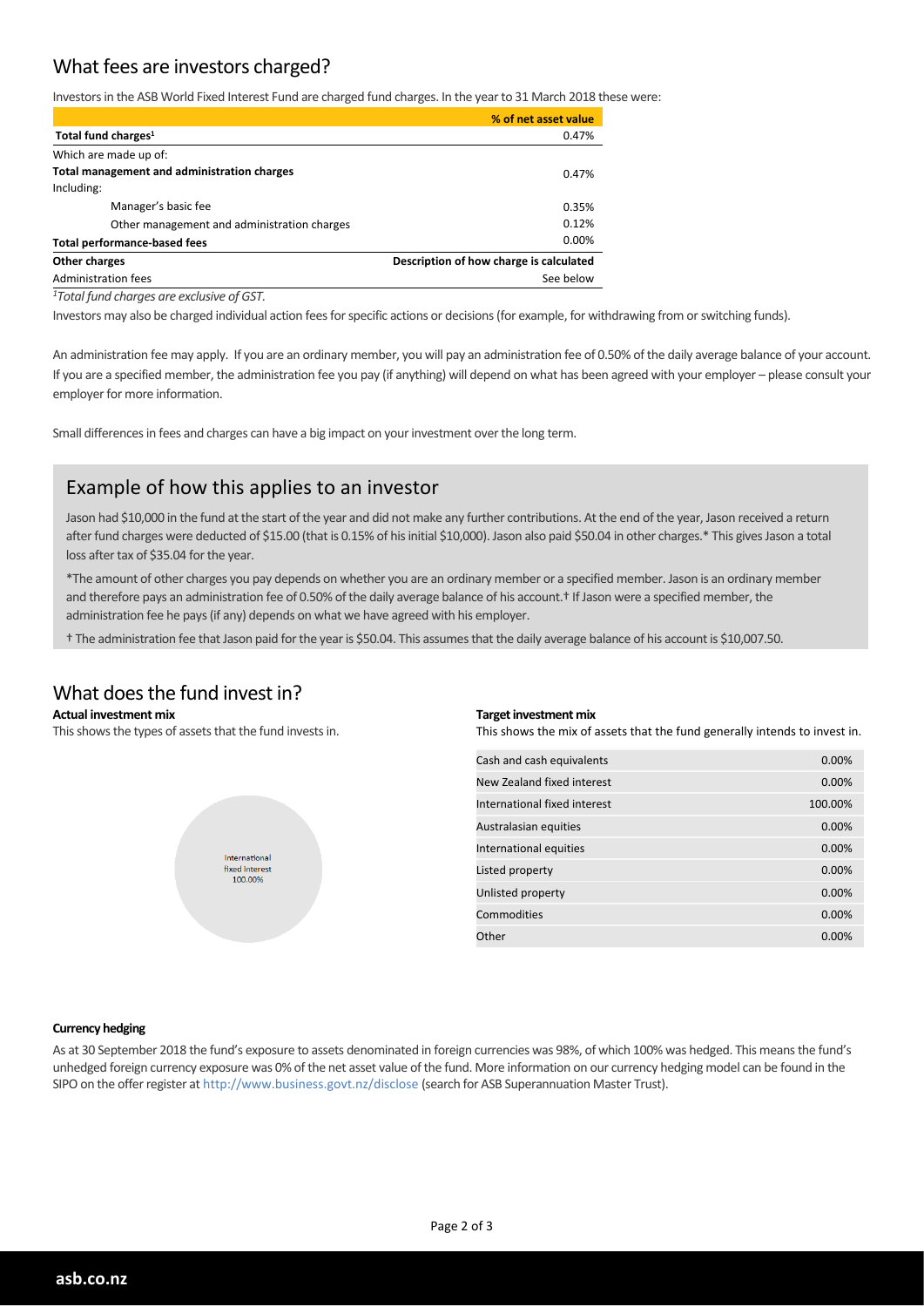## What fees are investors charged?

Investors in the ASB World Fixed Interest Fund are charged fund charges. In the year to 31 March 2018 these were:

| | % of net asset value |
|---|---|
| **Total fund charges**[1] | 0.47% |
| Which are made up of: | |
| **Total management and administration charges** | 0.47% |
| Including: | |
| Manager's basic fee | 0.35% |
| Other management and administration charges | 0.12% |
| **Total performance-based fees** | 0.00% |
| **Other charges** | **Description of how charge is calculated** |
| Administration fees | See below |

*[1]Total fund charges are exclusive of GST.*

Investors may also be charged individual action fees for specific actions or decisions (for example, for withdrawing from or switching funds).

An administration fee may apply. If you are an ordinary member, you will pay an administration fee of 0.50% of the daily average balance of your account. If you are a specified member, the administration fee you pay (if anything) will depend on what has been agreed with your employer – please consult your employer for more information.

Small differences in fees and charges can have a big impact on your investment over the long term.

### Example of how this applies to an investor

Jason had $10,000 in the fund at the start of the year and did not make any further contributions. At the end of the year, Jason received a return after fund charges were deducted of $15.00 (that is 0.15% of his initial $10,000). Jason also paid $50.04 in other charges.* This gives Jason a total loss after tax of $35.04 for the year.

*The amount of other charges you pay depends on whether you are an ordinary member or a specified member. Jason is an ordinary member and therefore pays an administration fee of 0.50% of the daily average balance of his account.† If Jason were a specified member, the administration fee he pays (if any) depends on what we have agreed with his employer.

† The administration fee that Jason paid for the year is $50.04. This assumes that the daily average balance of his account is $10,007.50.

## What does the fund invest in?

**Actual investment mix**

This shows the types of assets that the fund invests in.

International fixed interest 100.00%

**Target investment mix**

This shows the mix of assets that the fund generally intends to invest in.

| Asset | % |
|---|---|
| Cash and cash equivalents | 0.00% |
| New Zealand fixed interest | 0.00% |
| International fixed interest | 100.00% |
| Australasian equities | 0.00% |
| International equities | 0.00% |
| Listed property | 0.00% |
| Unlisted property | 0.00% |
| Commodities | 0.00% |
| Other | 0.00% |

**Currency hedging**

As at 30 September 2018 the fund's exposure to assets denominated in foreign currencies was 98%, of which 100% was hedged. This means the fund's unhedged foreign currency exposure was 0% of the net asset value of the fund. More information on our currency hedging model can be found in the SIPO on the offer register at http://www.business.govt.nz/disclose (search for ASB Superannuation Master Trust).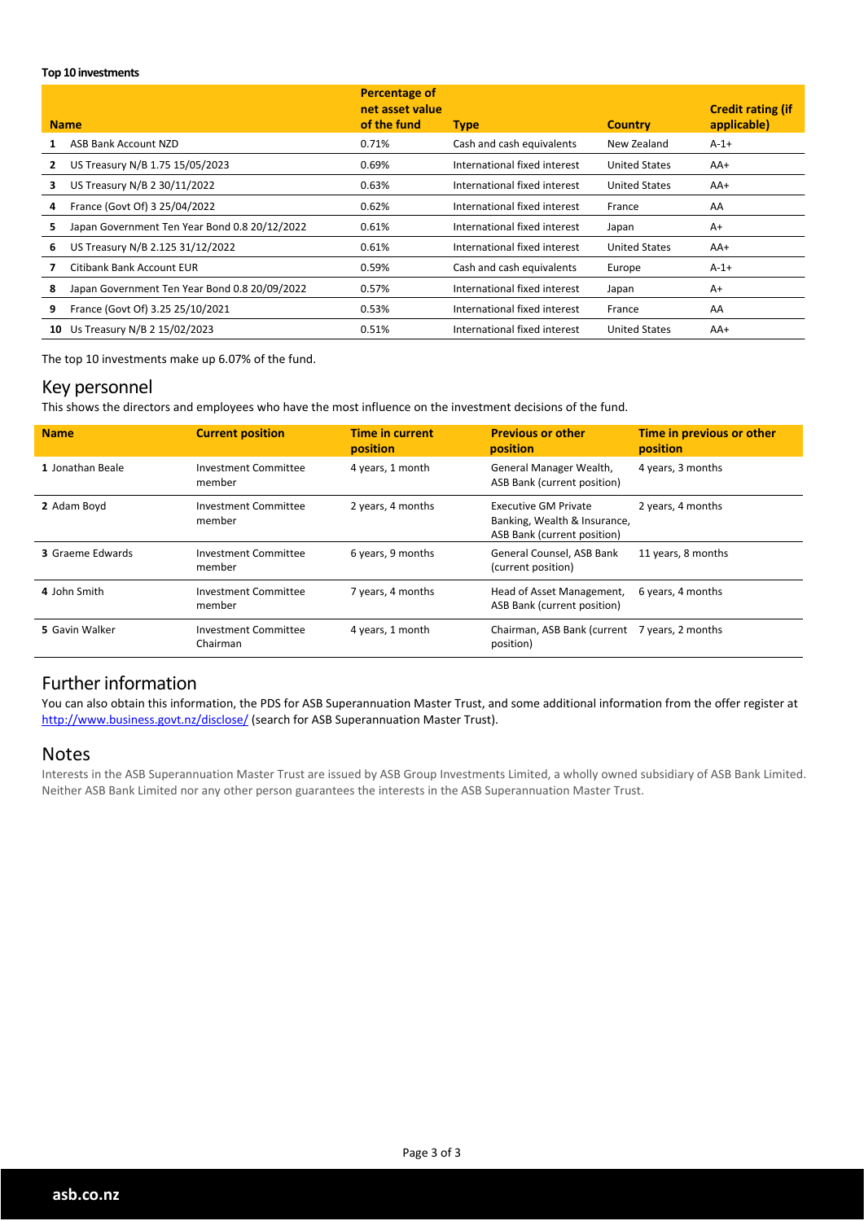**Top 10 investments**

| | Name | Percentage of net asset value of the fund | Type | Country | Credit rating (if applicable) |
|---|---|---|---|---|---|
| 1 | ASB Bank Account NZD | 0.71% | Cash and cash equivalents | New Zealand | A-1+ |
| 2 | US Treasury N/B 1.75 15/05/2023 | 0.69% | International fixed interest | United States | AA+ |
| 3 | US Treasury N/B 2 30/11/2022 | 0.63% | International fixed interest | United States | AA+ |
| 4 | France (Govt Of) 3 25/04/2022 | 0.62% | International fixed interest | France | AA |
| 5 | Japan Government Ten Year Bond 0.8 20/12/2022 | 0.61% | International fixed interest | Japan | A+ |
| 6 | US Treasury N/B 2.125 31/12/2022 | 0.61% | International fixed interest | United States | AA+ |
| 7 | Citibank Bank Account EUR | 0.59% | Cash and cash equivalents | Europe | A-1+ |
| 8 | Japan Government Ten Year Bond 0.8 20/09/2022 | 0.57% | International fixed interest | Japan | A+ |
| 9 | France (Govt Of) 3.25 25/10/2021 | 0.53% | International fixed interest | France | AA |
| 10 | Us Treasury N/B 2 15/02/2023 | 0.51% | International fixed interest | United States | AA+ |

The top 10 investments make up 6.07% of the fund.

## Key personnel

This shows the directors and employees who have the most influence on the investment decisions of the fund.

| Name | Current position | Time in current position | Previous or other position | Time in previous or other position |
|---|---|---|---|---|
| 1 Jonathan Beale | Investment Committee member | 4 years, 1 month | General Manager Wealth, ASB Bank (current position) | 4 years, 3 months |
| 2 Adam Boyd | Investment Committee member | 2 years, 4 months | Executive GM Private Banking, Wealth & Insurance, ASB Bank (current position) | 2 years, 4 months |
| 3 Graeme Edwards | Investment Committee member | 6 years, 9 months | General Counsel, ASB Bank (current position) | 11 years, 8 months |
| 4 John Smith | Investment Committee member | 7 years, 4 months | Head of Asset Management, ASB Bank (current position) | 6 years, 4 months |
| 5 Gavin Walker | Investment Committee Chairman | 4 years, 1 month | Chairman, ASB Bank (current position) | 7 years, 2 months |

## Further information

You can also obtain this information, the PDS for ASB Superannuation Master Trust, and some additional information from the offer register at http://www.business.govt.nz/disclose/ (search for ASB Superannuation Master Trust).

## Notes

Interests in the ASB Superannuation Master Trust are issued by ASB Group Investments Limited, a wholly owned subsidiary of ASB Bank Limited. Neither ASB Bank Limited nor any other person guarantees the interests in the ASB Superannuation Master Trust.

asb.co.nz